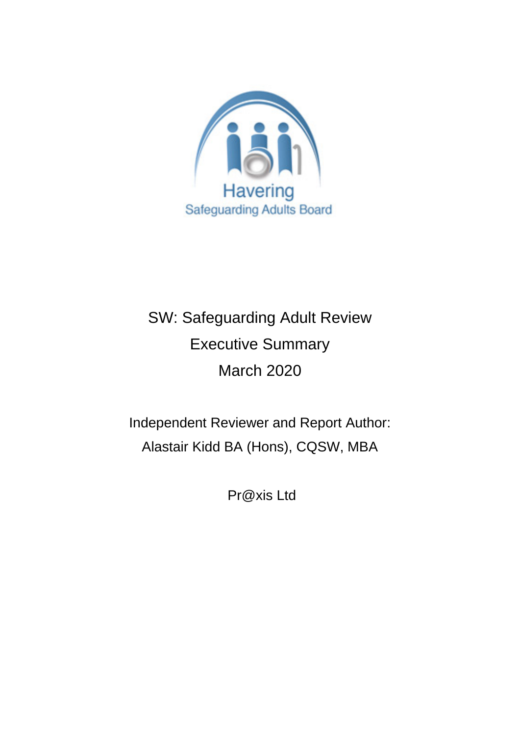Havering
Safeguarding Adults Board

# SW: Safeguarding Adult Review

## Executive Summary

## March 2020

Independent Reviewer and Report Author:
Alastair Kidd BA (Hons), CQSW, MBA

Pr@xis Ltd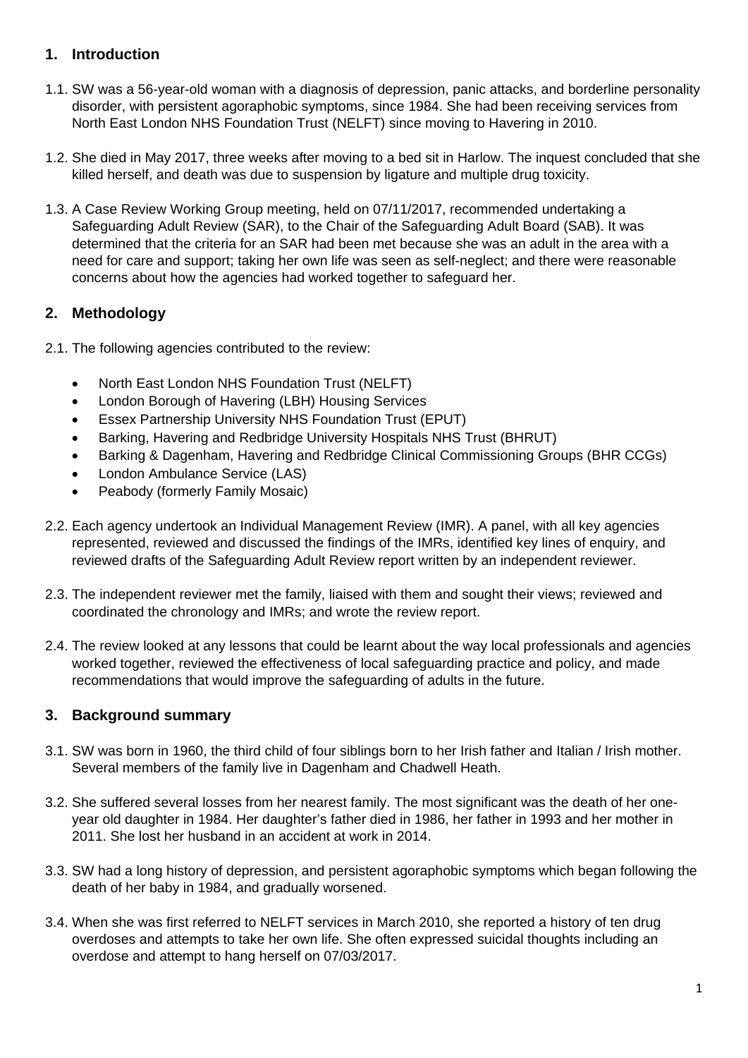## 1. Introduction

1.1. SW was a 56-year-old woman with a diagnosis of depression, panic attacks, and borderline personality disorder, with persistent agoraphobic symptoms, since 1984. She had been receiving services from North East London NHS Foundation Trust (NELFT) since moving to Havering in 2010.

1.2. She died in May 2017, three weeks after moving to a bed sit in Harlow. The inquest concluded that she killed herself, and death was due to suspension by ligature and multiple drug toxicity.

1.3. A Case Review Working Group meeting, held on 07/11/2017, recommended undertaking a Safeguarding Adult Review (SAR), to the Chair of the Safeguarding Adult Board (SAB). It was determined that the criteria for an SAR had been met because she was an adult in the area with a need for care and support; taking her own life was seen as self-neglect; and there were reasonable concerns about how the agencies had worked together to safeguard her.

## 2. Methodology

2.1. The following agencies contributed to the review:

- North East London NHS Foundation Trust (NELFT)
- London Borough of Havering (LBH) Housing Services
- Essex Partnership University NHS Foundation Trust (EPUT)
- Barking, Havering and Redbridge University Hospitals NHS Trust (BHRUT)
- Barking & Dagenham, Havering and Redbridge Clinical Commissioning Groups (BHR CCGs)
- London Ambulance Service (LAS)
- Peabody (formerly Family Mosaic)

2.2. Each agency undertook an Individual Management Review (IMR). A panel, with all key agencies represented, reviewed and discussed the findings of the IMRs, identified key lines of enquiry, and reviewed drafts of the Safeguarding Adult Review report written by an independent reviewer.

2.3. The independent reviewer met the family, liaised with them and sought their views; reviewed and coordinated the chronology and IMRs; and wrote the review report.

2.4. The review looked at any lessons that could be learnt about the way local professionals and agencies worked together, reviewed the effectiveness of local safeguarding practice and policy, and made recommendations that would improve the safeguarding of adults in the future.

## 3. Background summary

3.1. SW was born in 1960, the third child of four siblings born to her Irish father and Italian / Irish mother. Several members of the family live in Dagenham and Chadwell Heath.

3.2. She suffered several losses from her nearest family. The most significant was the death of her one-year old daughter in 1984. Her daughter's father died in 1986, her father in 1993 and her mother in 2011. She lost her husband in an accident at work in 2014.

3.3. SW had a long history of depression, and persistent agoraphobic symptoms which began following the death of her baby in 1984, and gradually worsened.

3.4. When she was first referred to NELFT services in March 2010, she reported a history of ten drug overdoses and attempts to take her own life. She often expressed suicidal thoughts including an overdose and attempt to hang herself on 07/03/2017.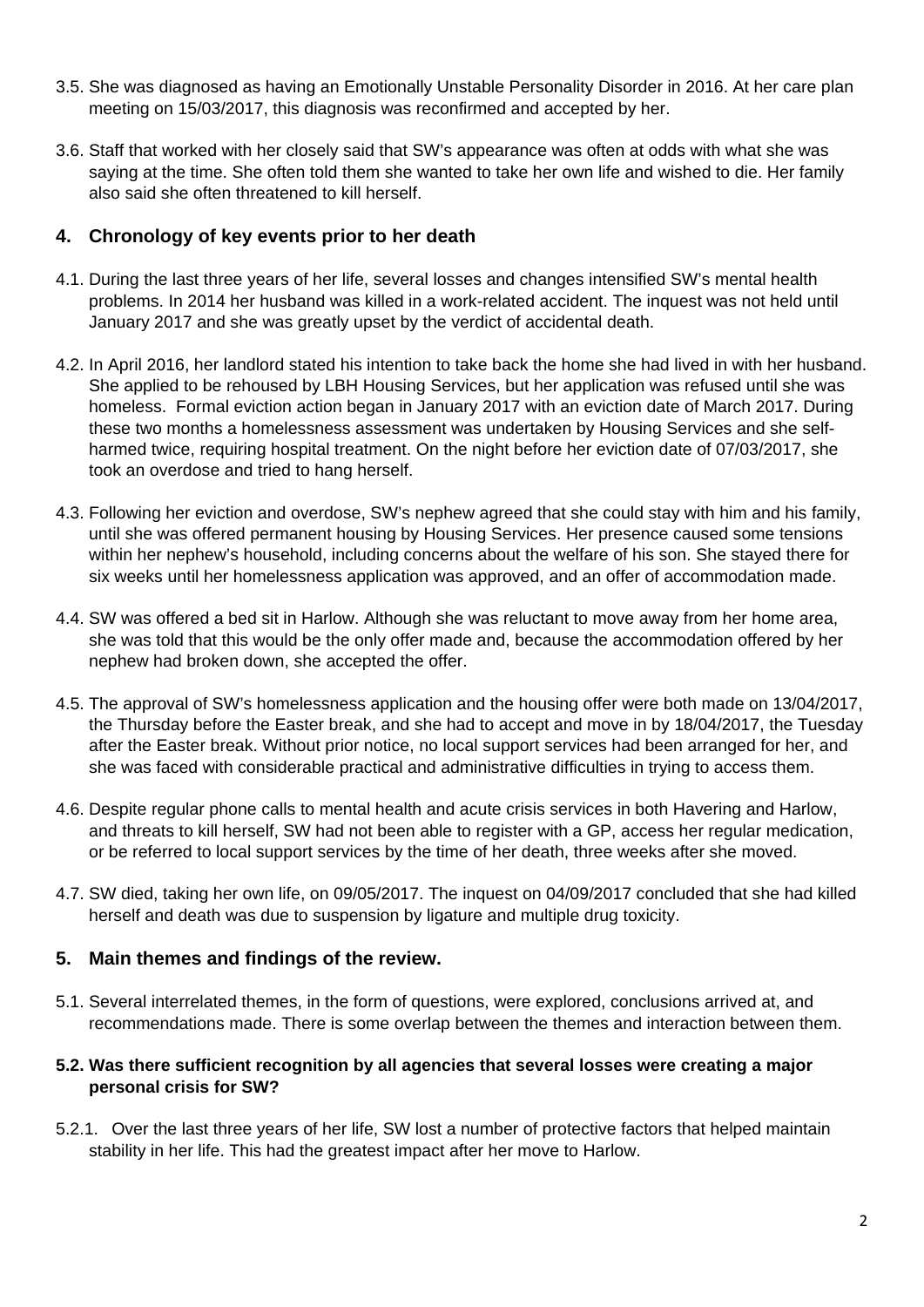3.5. She was diagnosed as having an Emotionally Unstable Personality Disorder in 2016. At her care plan meeting on 15/03/2017, this diagnosis was reconfirmed and accepted by her.

3.6. Staff that worked with her closely said that SW's appearance was often at odds with what she was saying at the time. She often told them she wanted to take her own life and wished to die. Her family also said she often threatened to kill herself.

## 4. Chronology of key events prior to her death

4.1. During the last three years of her life, several losses and changes intensified SW's mental health problems. In 2014 her husband was killed in a work-related accident. The inquest was not held until January 2017 and she was greatly upset by the verdict of accidental death.

4.2. In April 2016, her landlord stated his intention to take back the home she had lived in with her husband. She applied to be rehoused by LBH Housing Services, but her application was refused until she was homeless. Formal eviction action began in January 2017 with an eviction date of March 2017. During these two months a homelessness assessment was undertaken by Housing Services and she self-harmed twice, requiring hospital treatment. On the night before her eviction date of 07/03/2017, she took an overdose and tried to hang herself.

4.3. Following her eviction and overdose, SW's nephew agreed that she could stay with him and his family, until she was offered permanent housing by Housing Services. Her presence caused some tensions within her nephew's household, including concerns about the welfare of his son. She stayed there for six weeks until her homelessness application was approved, and an offer of accommodation made.

4.4. SW was offered a bed sit in Harlow. Although she was reluctant to move away from her home area, she was told that this would be the only offer made and, because the accommodation offered by her nephew had broken down, she accepted the offer.

4.5. The approval of SW's homelessness application and the housing offer were both made on 13/04/2017, the Thursday before the Easter break, and she had to accept and move in by 18/04/2017, the Tuesday after the Easter break. Without prior notice, no local support services had been arranged for her, and she was faced with considerable practical and administrative difficulties in trying to access them.

4.6. Despite regular phone calls to mental health and acute crisis services in both Havering and Harlow, and threats to kill herself, SW had not been able to register with a GP, access her regular medication, or be referred to local support services by the time of her death, three weeks after she moved.

4.7. SW died, taking her own life, on 09/05/2017. The inquest on 04/09/2017 concluded that she had killed herself and death was due to suspension by ligature and multiple drug toxicity.

## 5. Main themes and findings of the review.

5.1. Several interrelated themes, in the form of questions, were explored, conclusions arrived at, and recommendations made. There is some overlap between the themes and interaction between them.

### 5.2. Was there sufficient recognition by all agencies that several losses were creating a major personal crisis for SW?

5.2.1. Over the last three years of her life, SW lost a number of protective factors that helped maintain stability in her life. This had the greatest impact after her move to Harlow.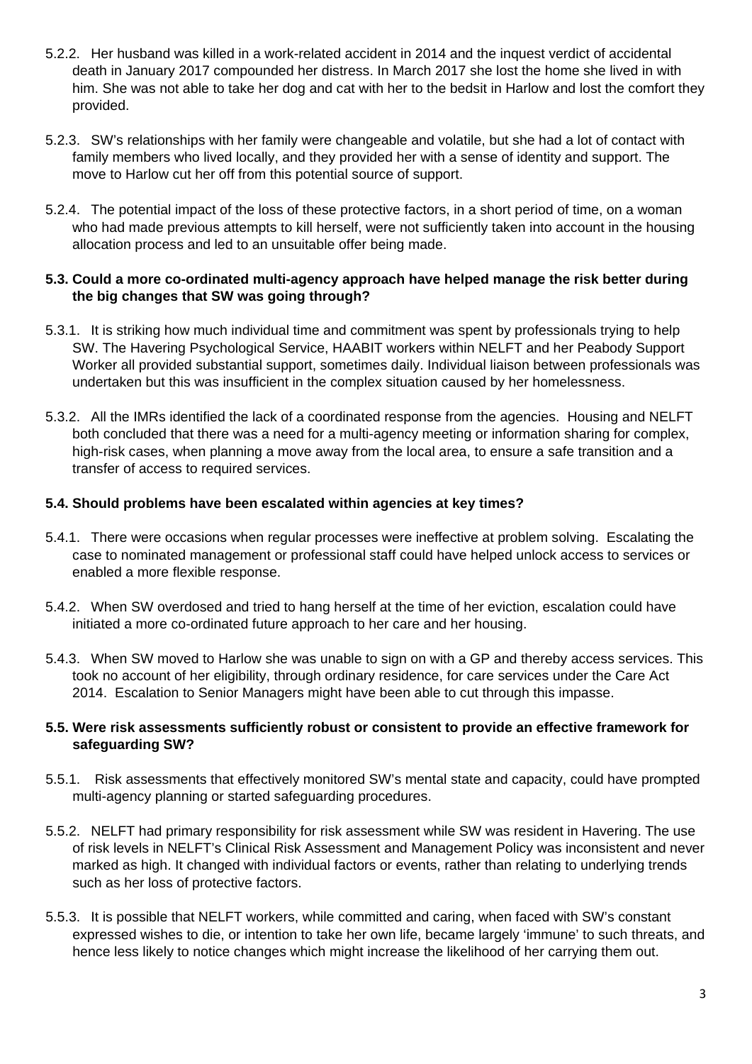5.2.2. Her husband was killed in a work-related accident in 2014 and the inquest verdict of accidental death in January 2017 compounded her distress. In March 2017 she lost the home she lived in with him. She was not able to take her dog and cat with her to the bedsit in Harlow and lost the comfort they provided.

5.2.3. SW's relationships with her family were changeable and volatile, but she had a lot of contact with family members who lived locally, and they provided her with a sense of identity and support. The move to Harlow cut her off from this potential source of support.

5.2.4. The potential impact of the loss of these protective factors, in a short period of time, on a woman who had made previous attempts to kill herself, were not sufficiently taken into account in the housing allocation process and led to an unsuitable offer being made.

### 5.3. Could a more co-ordinated multi-agency approach have helped manage the risk better during the big changes that SW was going through?

5.3.1. It is striking how much individual time and commitment was spent by professionals trying to help SW. The Havering Psychological Service, HAABIT workers within NELFT and her Peabody Support Worker all provided substantial support, sometimes daily. Individual liaison between professionals was undertaken but this was insufficient in the complex situation caused by her homelessness.

5.3.2. All the IMRs identified the lack of a coordinated response from the agencies. Housing and NELFT both concluded that there was a need for a multi-agency meeting or information sharing for complex, high-risk cases, when planning a move away from the local area, to ensure a safe transition and a transfer of access to required services.

### 5.4. Should problems have been escalated within agencies at key times?

5.4.1. There were occasions when regular processes were ineffective at problem solving. Escalating the case to nominated management or professional staff could have helped unlock access to services or enabled a more flexible response.

5.4.2. When SW overdosed and tried to hang herself at the time of her eviction, escalation could have initiated a more co-ordinated future approach to her care and her housing.

5.4.3. When SW moved to Harlow she was unable to sign on with a GP and thereby access services. This took no account of her eligibility, through ordinary residence, for care services under the Care Act 2014. Escalation to Senior Managers might have been able to cut through this impasse.

### 5.5. Were risk assessments sufficiently robust or consistent to provide an effective framework for safeguarding SW?

5.5.1. Risk assessments that effectively monitored SW's mental state and capacity, could have prompted multi-agency planning or started safeguarding procedures.

5.5.2. NELFT had primary responsibility for risk assessment while SW was resident in Havering. The use of risk levels in NELFT's Clinical Risk Assessment and Management Policy was inconsistent and never marked as high. It changed with individual factors or events, rather than relating to underlying trends such as her loss of protective factors.

5.5.3. It is possible that NELFT workers, while committed and caring, when faced with SW's constant expressed wishes to die, or intention to take her own life, became largely 'immune' to such threats, and hence less likely to notice changes which might increase the likelihood of her carrying them out.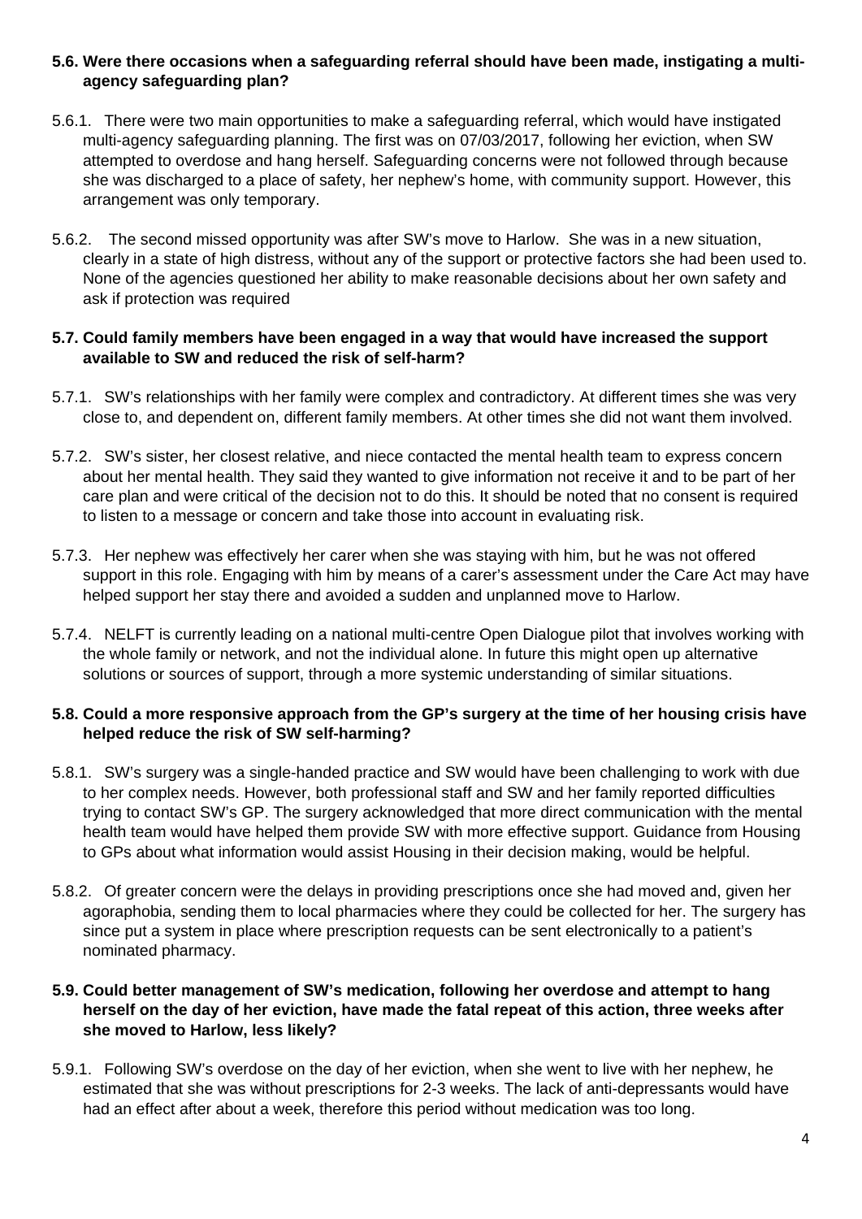**5.6. Were there occasions when a safeguarding referral should have been made, instigating a multi-agency safeguarding plan?**

5.6.1. There were two main opportunities to make a safeguarding referral, which would have instigated multi-agency safeguarding planning. The first was on 07/03/2017, following her eviction, when SW attempted to overdose and hang herself. Safeguarding concerns were not followed through because she was discharged to a place of safety, her nephew's home, with community support. However, this arrangement was only temporary.

5.6.2. The second missed opportunity was after SW's move to Harlow. She was in a new situation, clearly in a state of high distress, without any of the support or protective factors she had been used to. None of the agencies questioned her ability to make reasonable decisions about her own safety and ask if protection was required

**5.7. Could family members have been engaged in a way that would have increased the support available to SW and reduced the risk of self-harm?**

5.7.1. SW's relationships with her family were complex and contradictory. At different times she was very close to, and dependent on, different family members. At other times she did not want them involved.

5.7.2. SW's sister, her closest relative, and niece contacted the mental health team to express concern about her mental health. They said they wanted to give information not receive it and to be part of her care plan and were critical of the decision not to do this. It should be noted that no consent is required to listen to a message or concern and take those into account in evaluating risk.

5.7.3. Her nephew was effectively her carer when she was staying with him, but he was not offered support in this role. Engaging with him by means of a carer's assessment under the Care Act may have helped support her stay there and avoided a sudden and unplanned move to Harlow.

5.7.4. NELFT is currently leading on a national multi-centre Open Dialogue pilot that involves working with the whole family or network, and not the individual alone. In future this might open up alternative solutions or sources of support, through a more systemic understanding of similar situations.

**5.8. Could a more responsive approach from the GP's surgery at the time of her housing crisis have helped reduce the risk of SW self-harming?**

5.8.1. SW's surgery was a single-handed practice and SW would have been challenging to work with due to her complex needs. However, both professional staff and SW and her family reported difficulties trying to contact SW's GP. The surgery acknowledged that more direct communication with the mental health team would have helped them provide SW with more effective support. Guidance from Housing to GPs about what information would assist Housing in their decision making, would be helpful.

5.8.2. Of greater concern were the delays in providing prescriptions once she had moved and, given her agoraphobia, sending them to local pharmacies where they could be collected for her. The surgery has since put a system in place where prescription requests can be sent electronically to a patient's nominated pharmacy.

**5.9. Could better management of SW's medication, following her overdose and attempt to hang herself on the day of her eviction, have made the fatal repeat of this action, three weeks after she moved to Harlow, less likely?**

5.9.1. Following SW's overdose on the day of her eviction, when she went to live with her nephew, he estimated that she was without prescriptions for 2-3 weeks. The lack of anti-depressants would have had an effect after about a week, therefore this period without medication was too long.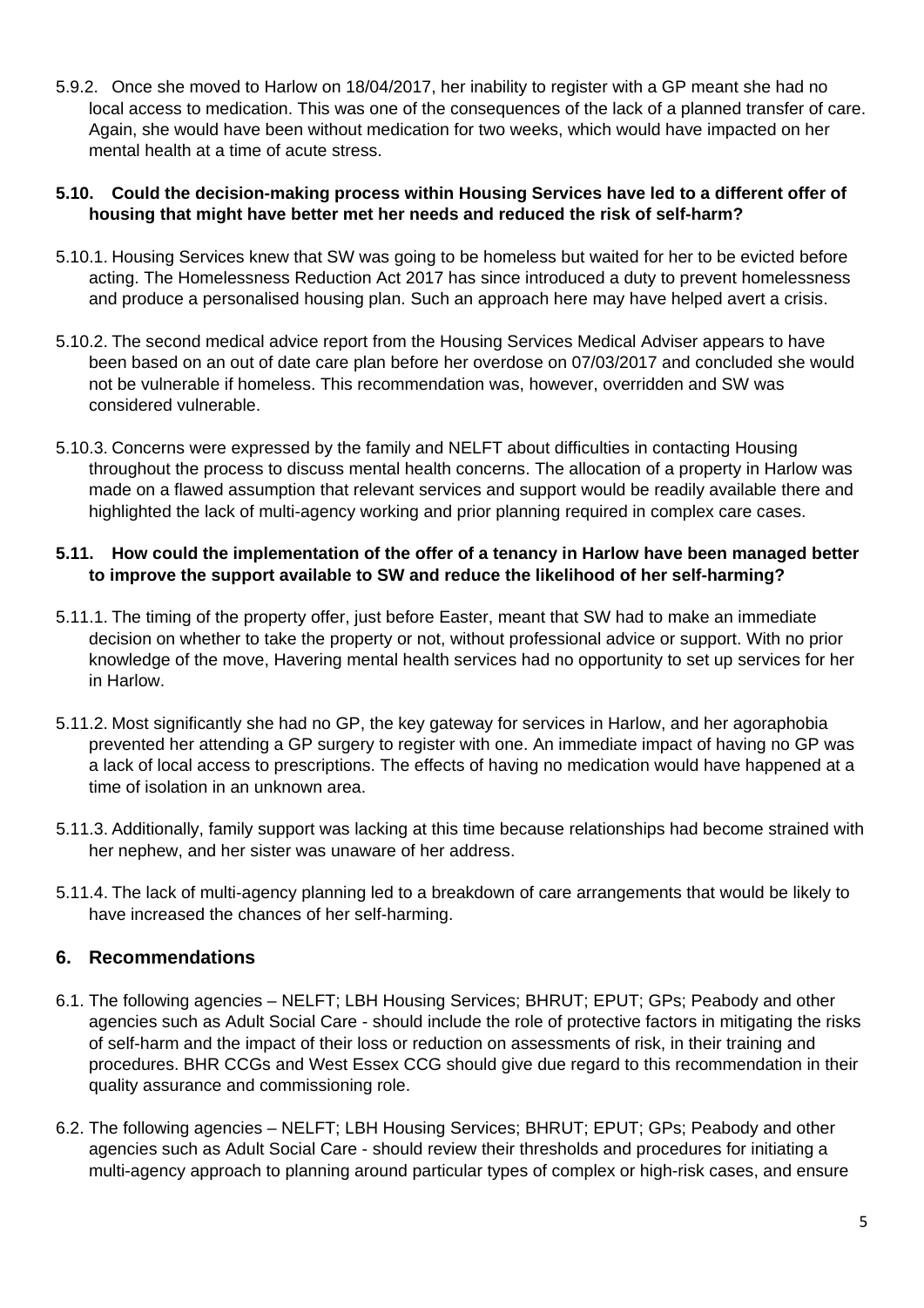5.9.2. Once she moved to Harlow on 18/04/2017, her inability to register with a GP meant she had no local access to medication. This was one of the consequences of the lack of a planned transfer of care. Again, she would have been without medication for two weeks, which would have impacted on her mental health at a time of acute stress.

**5.10. Could the decision-making process within Housing Services have led to a different offer of housing that might have better met her needs and reduced the risk of self-harm?**

5.10.1. Housing Services knew that SW was going to be homeless but waited for her to be evicted before acting. The Homelessness Reduction Act 2017 has since introduced a duty to prevent homelessness and produce a personalised housing plan. Such an approach here may have helped avert a crisis.

5.10.2. The second medical advice report from the Housing Services Medical Adviser appears to have been based on an out of date care plan before her overdose on 07/03/2017 and concluded she would not be vulnerable if homeless. This recommendation was, however, overridden and SW was considered vulnerable.

5.10.3. Concerns were expressed by the family and NELFT about difficulties in contacting Housing throughout the process to discuss mental health concerns. The allocation of a property in Harlow was made on a flawed assumption that relevant services and support would be readily available there and highlighted the lack of multi-agency working and prior planning required in complex care cases.

**5.11. How could the implementation of the offer of a tenancy in Harlow have been managed better to improve the support available to SW and reduce the likelihood of her self-harming?**

5.11.1. The timing of the property offer, just before Easter, meant that SW had to make an immediate decision on whether to take the property or not, without professional advice or support. With no prior knowledge of the move, Havering mental health services had no opportunity to set up services for her in Harlow.

5.11.2. Most significantly she had no GP, the key gateway for services in Harlow, and her agoraphobia prevented her attending a GP surgery to register with one. An immediate impact of having no GP was a lack of local access to prescriptions. The effects of having no medication would have happened at a time of isolation in an unknown area.

5.11.3. Additionally, family support was lacking at this time because relationships had become strained with her nephew, and her sister was unaware of her address.

5.11.4. The lack of multi-agency planning led to a breakdown of care arrangements that would be likely to have increased the chances of her self-harming.

## 6. Recommendations

6.1. The following agencies – NELFT; LBH Housing Services; BHRUT; EPUT; GPs; Peabody and other agencies such as Adult Social Care - should include the role of protective factors in mitigating the risks of self-harm and the impact of their loss or reduction on assessments of risk, in their training and procedures. BHR CCGs and West Essex CCG should give due regard to this recommendation in their quality assurance and commissioning role.

6.2. The following agencies – NELFT; LBH Housing Services; BHRUT; EPUT; GPs; Peabody and other agencies such as Adult Social Care - should review their thresholds and procedures for initiating a multi-agency approach to planning around particular types of complex or high-risk cases, and ensure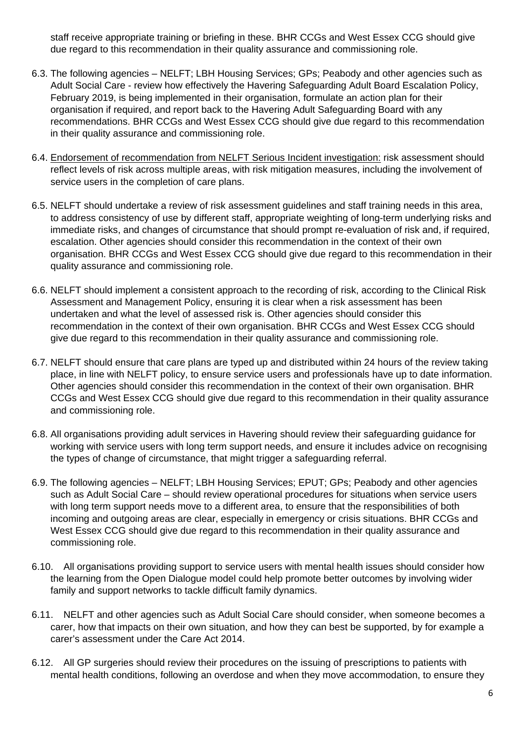staff receive appropriate training or briefing in these. BHR CCGs and West Essex CCG should give due regard to this recommendation in their quality assurance and commissioning role.

6.3. The following agencies – NELFT; LBH Housing Services; GPs; Peabody and other agencies such as Adult Social Care - review how effectively the Havering Safeguarding Adult Board Escalation Policy, February 2019, is being implemented in their organisation, formulate an action plan for their organisation if required, and report back to the Havering Adult Safeguarding Board with any recommendations. BHR CCGs and West Essex CCG should give due regard to this recommendation in their quality assurance and commissioning role.

6.4. Endorsement of recommendation from NELFT Serious Incident investigation: risk assessment should reflect levels of risk across multiple areas, with risk mitigation measures, including the involvement of service users in the completion of care plans.

6.5. NELFT should undertake a review of risk assessment guidelines and staff training needs in this area, to address consistency of use by different staff, appropriate weighting of long-term underlying risks and immediate risks, and changes of circumstance that should prompt re-evaluation of risk and, if required, escalation. Other agencies should consider this recommendation in the context of their own organisation. BHR CCGs and West Essex CCG should give due regard to this recommendation in their quality assurance and commissioning role.

6.6. NELFT should implement a consistent approach to the recording of risk, according to the Clinical Risk Assessment and Management Policy, ensuring it is clear when a risk assessment has been undertaken and what the level of assessed risk is. Other agencies should consider this recommendation in the context of their own organisation. BHR CCGs and West Essex CCG should give due regard to this recommendation in their quality assurance and commissioning role.

6.7. NELFT should ensure that care plans are typed up and distributed within 24 hours of the review taking place, in line with NELFT policy, to ensure service users and professionals have up to date information. Other agencies should consider this recommendation in the context of their own organisation. BHR CCGs and West Essex CCG should give due regard to this recommendation in their quality assurance and commissioning role.

6.8. All organisations providing adult services in Havering should review their safeguarding guidance for working with service users with long term support needs, and ensure it includes advice on recognising the types of change of circumstance, that might trigger a safeguarding referral.

6.9. The following agencies – NELFT; LBH Housing Services; EPUT; GPs; Peabody and other agencies such as Adult Social Care – should review operational procedures for situations when service users with long term support needs move to a different area, to ensure that the responsibilities of both incoming and outgoing areas are clear, especially in emergency or crisis situations. BHR CCGs and West Essex CCG should give due regard to this recommendation in their quality assurance and commissioning role.

6.10. All organisations providing support to service users with mental health issues should consider how the learning from the Open Dialogue model could help promote better outcomes by involving wider family and support networks to tackle difficult family dynamics.

6.11. NELFT and other agencies such as Adult Social Care should consider, when someone becomes a carer, how that impacts on their own situation, and how they can best be supported, by for example a carer's assessment under the Care Act 2014.

6.12. All GP surgeries should review their procedures on the issuing of prescriptions to patients with mental health conditions, following an overdose and when they move accommodation, to ensure they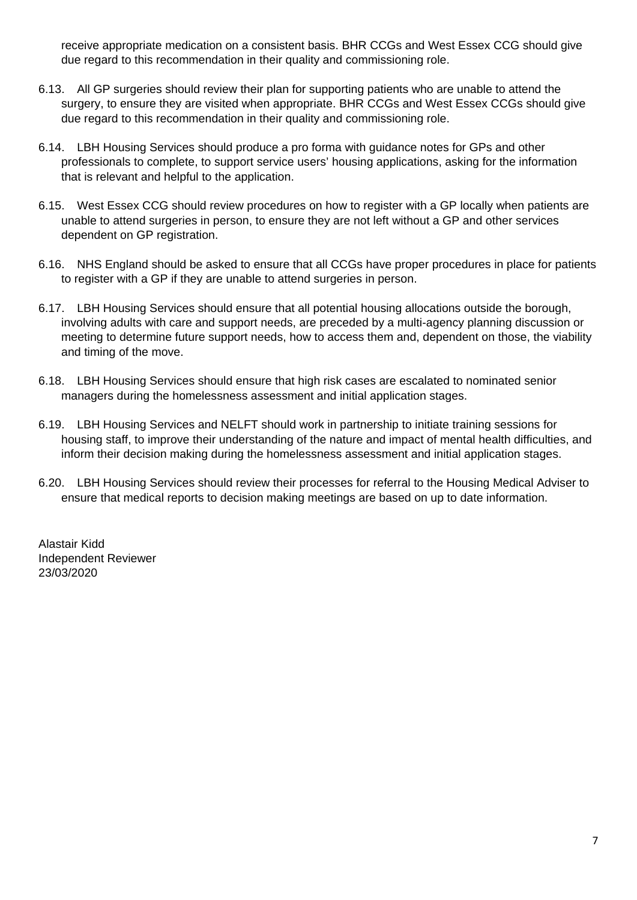receive appropriate medication on a consistent basis. BHR CCGs and West Essex CCG should give due regard to this recommendation in their quality and commissioning role.

6.13. All GP surgeries should review their plan for supporting patients who are unable to attend the surgery, to ensure they are visited when appropriate. BHR CCGs and West Essex CCGs should give due regard to this recommendation in their quality and commissioning role.

6.14. LBH Housing Services should produce a pro forma with guidance notes for GPs and other professionals to complete, to support service users' housing applications, asking for the information that is relevant and helpful to the application.

6.15. West Essex CCG should review procedures on how to register with a GP locally when patients are unable to attend surgeries in person, to ensure they are not left without a GP and other services dependent on GP registration.

6.16. NHS England should be asked to ensure that all CCGs have proper procedures in place for patients to register with a GP if they are unable to attend surgeries in person.

6.17. LBH Housing Services should ensure that all potential housing allocations outside the borough, involving adults with care and support needs, are preceded by a multi-agency planning discussion or meeting to determine future support needs, how to access them and, dependent on those, the viability and timing of the move.

6.18. LBH Housing Services should ensure that high risk cases are escalated to nominated senior managers during the homelessness assessment and initial application stages.

6.19. LBH Housing Services and NELFT should work in partnership to initiate training sessions for housing staff, to improve their understanding of the nature and impact of mental health difficulties, and inform their decision making during the homelessness assessment and initial application stages.

6.20. LBH Housing Services should review their processes for referral to the Housing Medical Adviser to ensure that medical reports to decision making meetings are based on up to date information.

Alastair Kidd
Independent Reviewer
23/03/2020